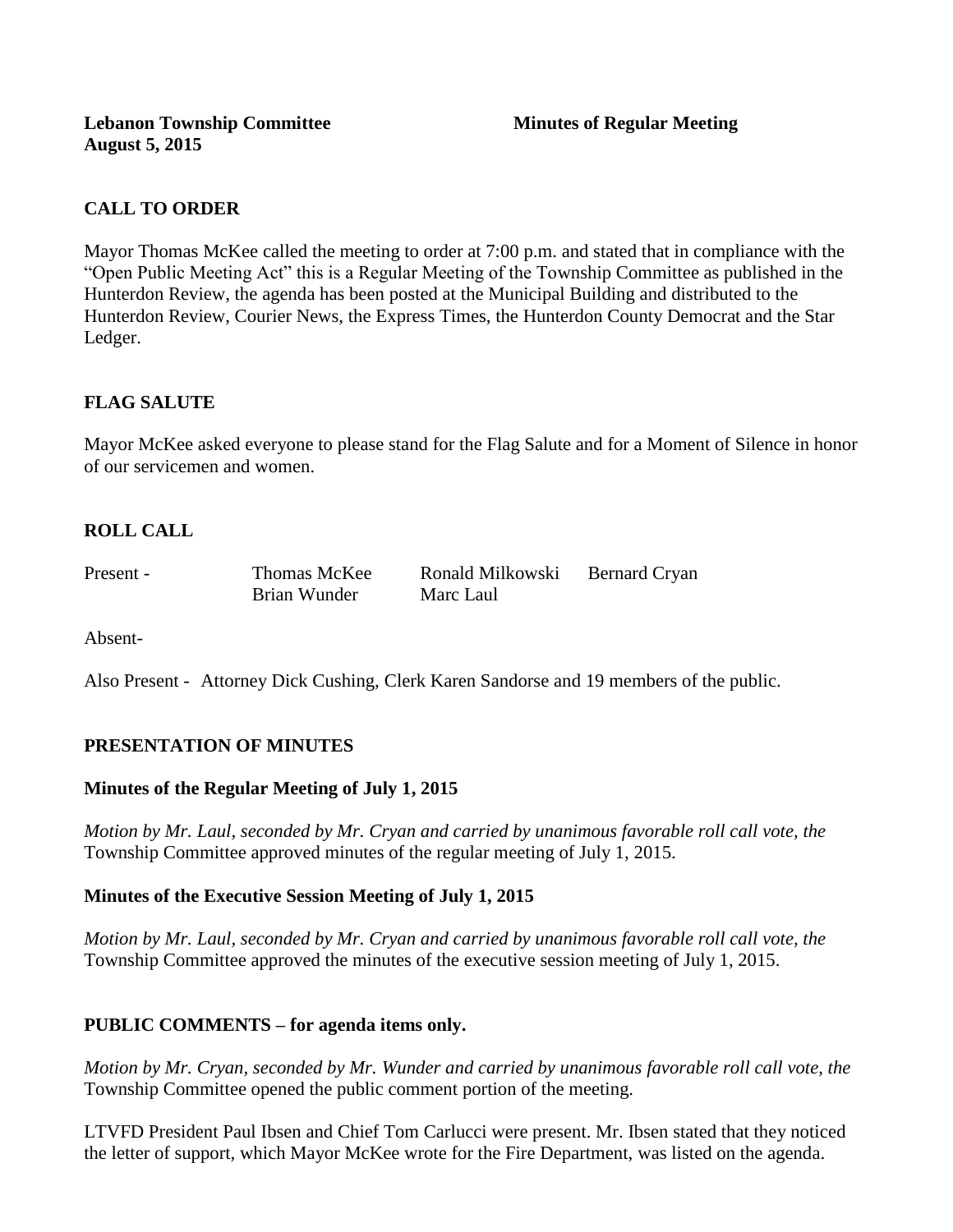**Lebanon Township Committee** **Minutes of Regular Meeting**
**August 5, 2015**

## CALL TO ORDER

Mayor Thomas McKee called the meeting to order at 7:00 p.m. and stated that in compliance with the "Open Public Meeting Act" this is a Regular Meeting of the Township Committee as published in the Hunterdon Review, the agenda has been posted at the Municipal Building and distributed to the Hunterdon Review, Courier News, the Express Times, the Hunterdon County Democrat and the Star Ledger.

## FLAG SALUTE

Mayor McKee asked everyone to please stand for the Flag Salute and for a Moment of Silence in honor of our servicemen and women.

## ROLL CALL

| Present - | Thomas McKee | Ronald Milkowski | Bernard Cryan |
|---|---|---|---|
| | Brian Wunder | Marc Laul | |

Absent-

Also Present - Attorney Dick Cushing, Clerk Karen Sandorse and 19 members of the public.

## PRESENTATION OF MINUTES

### Minutes of the Regular Meeting of July 1, 2015

*Motion by Mr. Laul, seconded by Mr. Cryan and carried by unanimous favorable roll call vote, the* Township Committee approved minutes of the regular meeting of July 1, 2015.

### Minutes of the Executive Session Meeting of July 1, 2015

*Motion by Mr. Laul, seconded by Mr. Cryan and carried by unanimous favorable roll call vote, the* Township Committee approved the minutes of the executive session meeting of July 1, 2015.

## PUBLIC COMMENTS – for agenda items only.

*Motion by Mr. Cryan, seconded by Mr. Wunder and carried by unanimous favorable roll call vote, the* Township Committee opened the public comment portion of the meeting.

LTVFD President Paul Ibsen and Chief Tom Carlucci were present. Mr. Ibsen stated that they noticed the letter of support, which Mayor McKee wrote for the Fire Department, was listed on the agenda.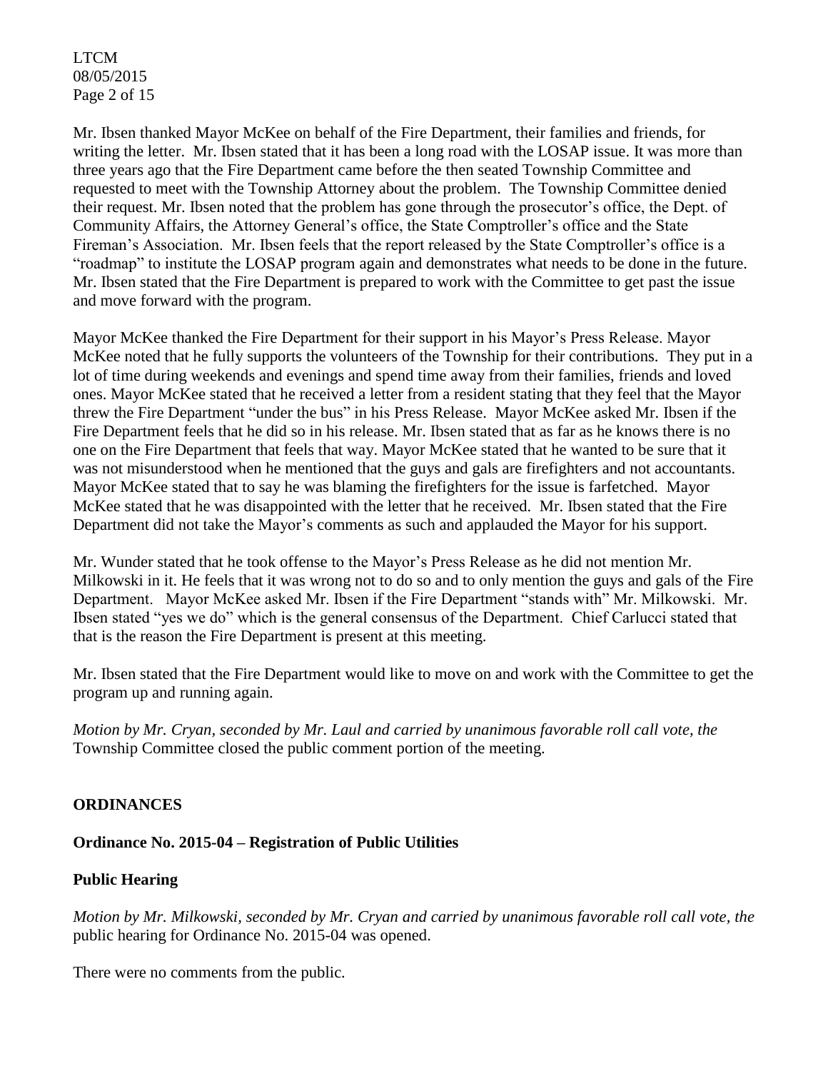Mr. Ibsen thanked Mayor McKee on behalf of the Fire Department, their families and friends, for writing the letter. Mr. Ibsen stated that it has been a long road with the LOSAP issue. It was more than three years ago that the Fire Department came before the then seated Township Committee and requested to meet with the Township Attorney about the problem. The Township Committee denied their request. Mr. Ibsen noted that the problem has gone through the prosecutor's office, the Dept. of Community Affairs, the Attorney General's office, the State Comptroller's office and the State Fireman's Association. Mr. Ibsen feels that the report released by the State Comptroller's office is a "roadmap" to institute the LOSAP program again and demonstrates what needs to be done in the future. Mr. Ibsen stated that the Fire Department is prepared to work with the Committee to get past the issue and move forward with the program.

Mayor McKee thanked the Fire Department for their support in his Mayor's Press Release. Mayor McKee noted that he fully supports the volunteers of the Township for their contributions. They put in a lot of time during weekends and evenings and spend time away from their families, friends and loved ones. Mayor McKee stated that he received a letter from a resident stating that they feel that the Mayor threw the Fire Department "under the bus" in his Press Release. Mayor McKee asked Mr. Ibsen if the Fire Department feels that he did so in his release. Mr. Ibsen stated that as far as he knows there is no one on the Fire Department that feels that way. Mayor McKee stated that he wanted to be sure that it was not misunderstood when he mentioned that the guys and gals are firefighters and not accountants. Mayor McKee stated that to say he was blaming the firefighters for the issue is farfetched. Mayor McKee stated that he was disappointed with the letter that he received. Mr. Ibsen stated that the Fire Department did not take the Mayor's comments as such and applauded the Mayor for his support.

Mr. Wunder stated that he took offense to the Mayor's Press Release as he did not mention Mr. Milkowski in it. He feels that it was wrong not to do so and to only mention the guys and gals of the Fire Department. Mayor McKee asked Mr. Ibsen if the Fire Department "stands with" Mr. Milkowski. Mr. Ibsen stated "yes we do" which is the general consensus of the Department. Chief Carlucci stated that that is the reason the Fire Department is present at this meeting.

Mr. Ibsen stated that the Fire Department would like to move on and work with the Committee to get the program up and running again.

*Motion by Mr. Cryan, seconded by Mr. Laul and carried by unanimous favorable roll call vote, the* Township Committee closed the public comment portion of the meeting.

**ORDINANCES**

**Ordinance No. 2015-04 – Registration of Public Utilities**

**Public Hearing**

*Motion by Mr. Milkowski, seconded by Mr. Cryan and carried by unanimous favorable roll call vote, the* public hearing for Ordinance No. 2015-04 was opened.

There were no comments from the public.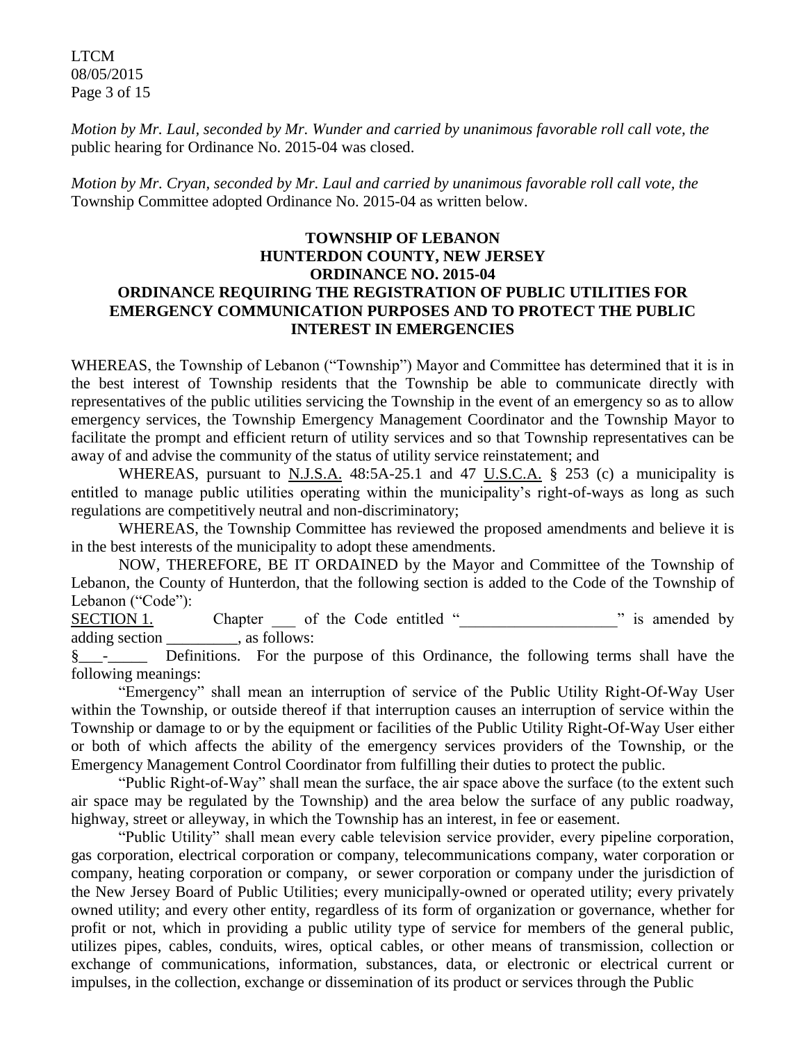*Motion by Mr. Laul, seconded by Mr. Wunder and carried by unanimous favorable roll call vote, the* public hearing for Ordinance No. 2015-04 was closed.

*Motion by Mr. Cryan, seconded by Mr. Laul and carried by unanimous favorable roll call vote, the* Township Committee adopted Ordinance No. 2015-04 as written below.

**TOWNSHIP OF LEBANON**
**HUNTERDON COUNTY, NEW JERSEY**
**ORDINANCE NO. 2015-04**
**ORDINANCE REQUIRING THE REGISTRATION OF PUBLIC UTILITIES FOR EMERGENCY COMMUNICATION PURPOSES AND TO PROTECT THE PUBLIC INTEREST IN EMERGENCIES**

WHEREAS, the Township of Lebanon ("Township") Mayor and Committee has determined that it is in the best interest of Township residents that the Township be able to communicate directly with representatives of the public utilities servicing the Township in the event of an emergency so as to allow emergency services, the Township Emergency Management Coordinator and the Township Mayor to facilitate the prompt and efficient return of utility services and so that Township representatives can be away of and advise the community of the status of utility service reinstatement; and

WHEREAS, pursuant to N.J.S.A. 48:5A-25.1 and 47 U.S.C.A. § 253 (c) a municipality is entitled to manage public utilities operating within the municipality's right-of-ways as long as such regulations are competitively neutral and non-discriminatory;

WHEREAS, the Township Committee has reviewed the proposed amendments and believe it is in the best interests of the municipality to adopt these amendments.

NOW, THEREFORE, BE IT ORDAINED by the Mayor and Committee of the Township of Lebanon, the County of Hunterdon, that the following section is added to the Code of the Township of Lebanon ("Code"):

SECTION 1. Chapter ___ of the Code entitled "____________________" is amended by adding section _________, as follows:

§___-_____ Definitions. For the purpose of this Ordinance, the following terms shall have the following meanings:

"Emergency" shall mean an interruption of service of the Public Utility Right-Of-Way User within the Township, or outside thereof if that interruption causes an interruption of service within the Township or damage to or by the equipment or facilities of the Public Utility Right-Of-Way User either or both of which affects the ability of the emergency services providers of the Township, or the Emergency Management Control Coordinator from fulfilling their duties to protect the public.

"Public Right-of-Way" shall mean the surface, the air space above the surface (to the extent such air space may be regulated by the Township) and the area below the surface of any public roadway, highway, street or alleyway, in which the Township has an interest, in fee or easement.

"Public Utility" shall mean every cable television service provider, every pipeline corporation, gas corporation, electrical corporation or company, telecommunications company, water corporation or company, heating corporation or company, or sewer corporation or company under the jurisdiction of the New Jersey Board of Public Utilities; every municipally-owned or operated utility; every privately owned utility; and every other entity, regardless of its form of organization or governance, whether for profit or not, which in providing a public utility type of service for members of the general public, utilizes pipes, cables, conduits, wires, optical cables, or other means of transmission, collection or exchange of communications, information, substances, data, or electronic or electrical current or impulses, in the collection, exchange or dissemination of its product or services through the Public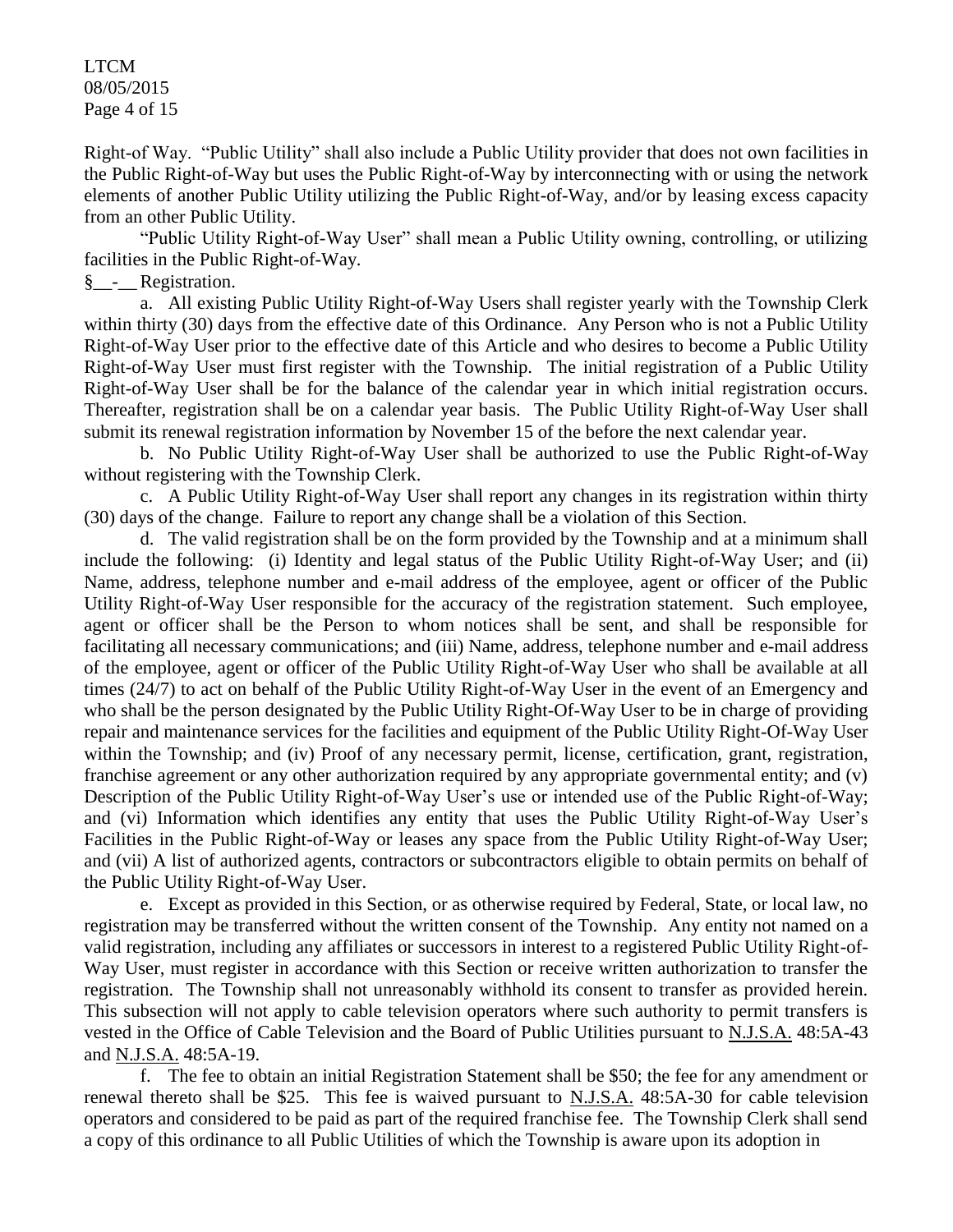Right-of Way. "Public Utility" shall also include a Public Utility provider that does not own facilities in the Public Right-of-Way but uses the Public Right-of-Way by interconnecting with or using the network elements of another Public Utility utilizing the Public Right-of-Way, and/or by leasing excess capacity from an other Public Utility.

"Public Utility Right-of-Way User" shall mean a Public Utility owning, controlling, or utilizing facilities in the Public Right-of-Way.

§__-__ Registration.

a. All existing Public Utility Right-of-Way Users shall register yearly with the Township Clerk within thirty (30) days from the effective date of this Ordinance. Any Person who is not a Public Utility Right-of-Way User prior to the effective date of this Article and who desires to become a Public Utility Right-of-Way User must first register with the Township. The initial registration of a Public Utility Right-of-Way User shall be for the balance of the calendar year in which initial registration occurs. Thereafter, registration shall be on a calendar year basis. The Public Utility Right-of-Way User shall submit its renewal registration information by November 15 of the before the next calendar year.

b. No Public Utility Right-of-Way User shall be authorized to use the Public Right-of-Way without registering with the Township Clerk.

c. A Public Utility Right-of-Way User shall report any changes in its registration within thirty (30) days of the change. Failure to report any change shall be a violation of this Section.

d. The valid registration shall be on the form provided by the Township and at a minimum shall include the following: (i) Identity and legal status of the Public Utility Right-of-Way User; and (ii) Name, address, telephone number and e-mail address of the employee, agent or officer of the Public Utility Right-of-Way User responsible for the accuracy of the registration statement. Such employee, agent or officer shall be the Person to whom notices shall be sent, and shall be responsible for facilitating all necessary communications; and (iii) Name, address, telephone number and e-mail address of the employee, agent or officer of the Public Utility Right-of-Way User who shall be available at all times (24/7) to act on behalf of the Public Utility Right-of-Way User in the event of an Emergency and who shall be the person designated by the Public Utility Right-Of-Way User to be in charge of providing repair and maintenance services for the facilities and equipment of the Public Utility Right-Of-Way User within the Township; and (iv) Proof of any necessary permit, license, certification, grant, registration, franchise agreement or any other authorization required by any appropriate governmental entity; and (v) Description of the Public Utility Right-of-Way User's use or intended use of the Public Right-of-Way; and (vi) Information which identifies any entity that uses the Public Utility Right-of-Way User's Facilities in the Public Right-of-Way or leases any space from the Public Utility Right-of-Way User; and (vii) A list of authorized agents, contractors or subcontractors eligible to obtain permits on behalf of the Public Utility Right-of-Way User.

e. Except as provided in this Section, or as otherwise required by Federal, State, or local law, no registration may be transferred without the written consent of the Township. Any entity not named on a valid registration, including any affiliates or successors in interest to a registered Public Utility Right-of-Way User, must register in accordance with this Section or receive written authorization to transfer the registration. The Township shall not unreasonably withhold its consent to transfer as provided herein. This subsection will not apply to cable television operators where such authority to permit transfers is vested in the Office of Cable Television and the Board of Public Utilities pursuant to N.J.S.A. 48:5A-43 and N.J.S.A. 48:5A-19.

f. The fee to obtain an initial Registration Statement shall be $50; the fee for any amendment or renewal thereto shall be $25. This fee is waived pursuant to N.J.S.A. 48:5A-30 for cable television operators and considered to be paid as part of the required franchise fee. The Township Clerk shall send a copy of this ordinance to all Public Utilities of which the Township is aware upon its adoption in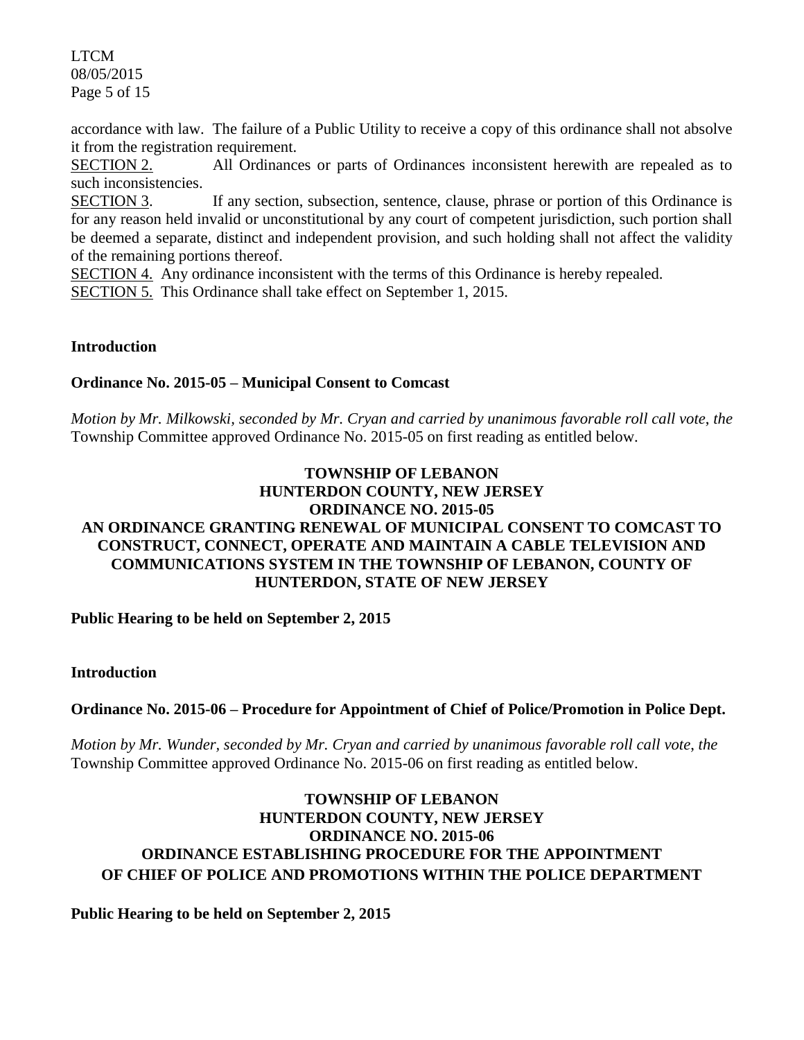accordance with law. The failure of a Public Utility to receive a copy of this ordinance shall not absolve it from the registration requirement.

SECTION 2. All Ordinances or parts of Ordinances inconsistent herewith are repealed as to such inconsistencies.

SECTION 3. If any section, subsection, sentence, clause, phrase or portion of this Ordinance is for any reason held invalid or unconstitutional by any court of competent jurisdiction, such portion shall be deemed a separate, distinct and independent provision, and such holding shall not affect the validity of the remaining portions thereof.

SECTION 4. Any ordinance inconsistent with the terms of this Ordinance is hereby repealed.

SECTION 5. This Ordinance shall take effect on September 1, 2015.

**Introduction**

**Ordinance No. 2015-05 – Municipal Consent to Comcast**

*Motion by Mr. Milkowski, seconded by Mr. Cryan and carried by unanimous favorable roll call vote, the* Township Committee approved Ordinance No. 2015-05 on first reading as entitled below.

**TOWNSHIP OF LEBANON**
**HUNTERDON COUNTY, NEW JERSEY**
**ORDINANCE NO. 2015-05**
**AN ORDINANCE GRANTING RENEWAL OF MUNICIPAL CONSENT TO COMCAST TO CONSTRUCT, CONNECT, OPERATE AND MAINTAIN A CABLE TELEVISION AND COMMUNICATIONS SYSTEM IN THE TOWNSHIP OF LEBANON, COUNTY OF HUNTERDON, STATE OF NEW JERSEY**

**Public Hearing to be held on September 2, 2015**

**Introduction**

**Ordinance No. 2015-06 – Procedure for Appointment of Chief of Police/Promotion in Police Dept.**

*Motion by Mr. Wunder, seconded by Mr. Cryan and carried by unanimous favorable roll call vote, the* Township Committee approved Ordinance No. 2015-06 on first reading as entitled below.

**TOWNSHIP OF LEBANON**
**HUNTERDON COUNTY, NEW JERSEY**
**ORDINANCE NO. 2015-06**
**ORDINANCE ESTABLISHING PROCEDURE FOR THE APPOINTMENT OF CHIEF OF POLICE AND PROMOTIONS WITHIN THE POLICE DEPARTMENT**

**Public Hearing to be held on September 2, 2015**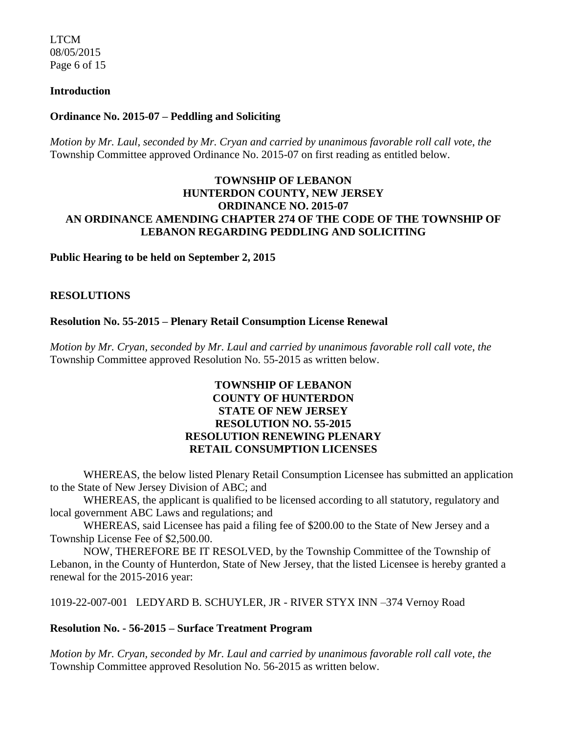**Introduction**

**Ordinance No. 2015-07 – Peddling and Soliciting**

*Motion by Mr. Laul, seconded by Mr. Cryan and carried by unanimous favorable roll call vote, the* Township Committee approved Ordinance No. 2015-07 on first reading as entitled below.

**TOWNSHIP OF LEBANON**
**HUNTERDON COUNTY, NEW JERSEY**
**ORDINANCE NO. 2015-07**
**AN ORDINANCE AMENDING CHAPTER 274 OF THE CODE OF THE TOWNSHIP OF LEBANON REGARDING PEDDLING AND SOLICITING**

**Public Hearing to be held on September 2, 2015**

**RESOLUTIONS**

**Resolution No. 55-2015 – Plenary Retail Consumption License Renewal**

*Motion by Mr. Cryan, seconded by Mr. Laul and carried by unanimous favorable roll call vote, the* Township Committee approved Resolution No. 55-2015 as written below.

**TOWNSHIP OF LEBANON**
**COUNTY OF HUNTERDON**
**STATE OF NEW JERSEY**
**RESOLUTION NO. 55-2015**
**RESOLUTION RENEWING PLENARY RETAIL CONSUMPTION LICENSES**

WHEREAS, the below listed Plenary Retail Consumption Licensee has submitted an application to the State of New Jersey Division of ABC; and

WHEREAS, the applicant is qualified to be licensed according to all statutory, regulatory and local government ABC Laws and regulations; and

WHEREAS, said Licensee has paid a filing fee of $200.00 to the State of New Jersey and a Township License Fee of $2,500.00.

NOW, THEREFORE BE IT RESOLVED, by the Township Committee of the Township of Lebanon, in the County of Hunterdon, State of New Jersey, that the listed Licensee is hereby granted a renewal for the 2015-2016 year:

1019-22-007-001 LEDYARD B. SCHUYLER, JR - RIVER STYX INN –374 Vernoy Road

**Resolution No. - 56-2015 – Surface Treatment Program**

*Motion by Mr. Cryan, seconded by Mr. Laul and carried by unanimous favorable roll call vote, the* Township Committee approved Resolution No. 56-2015 as written below.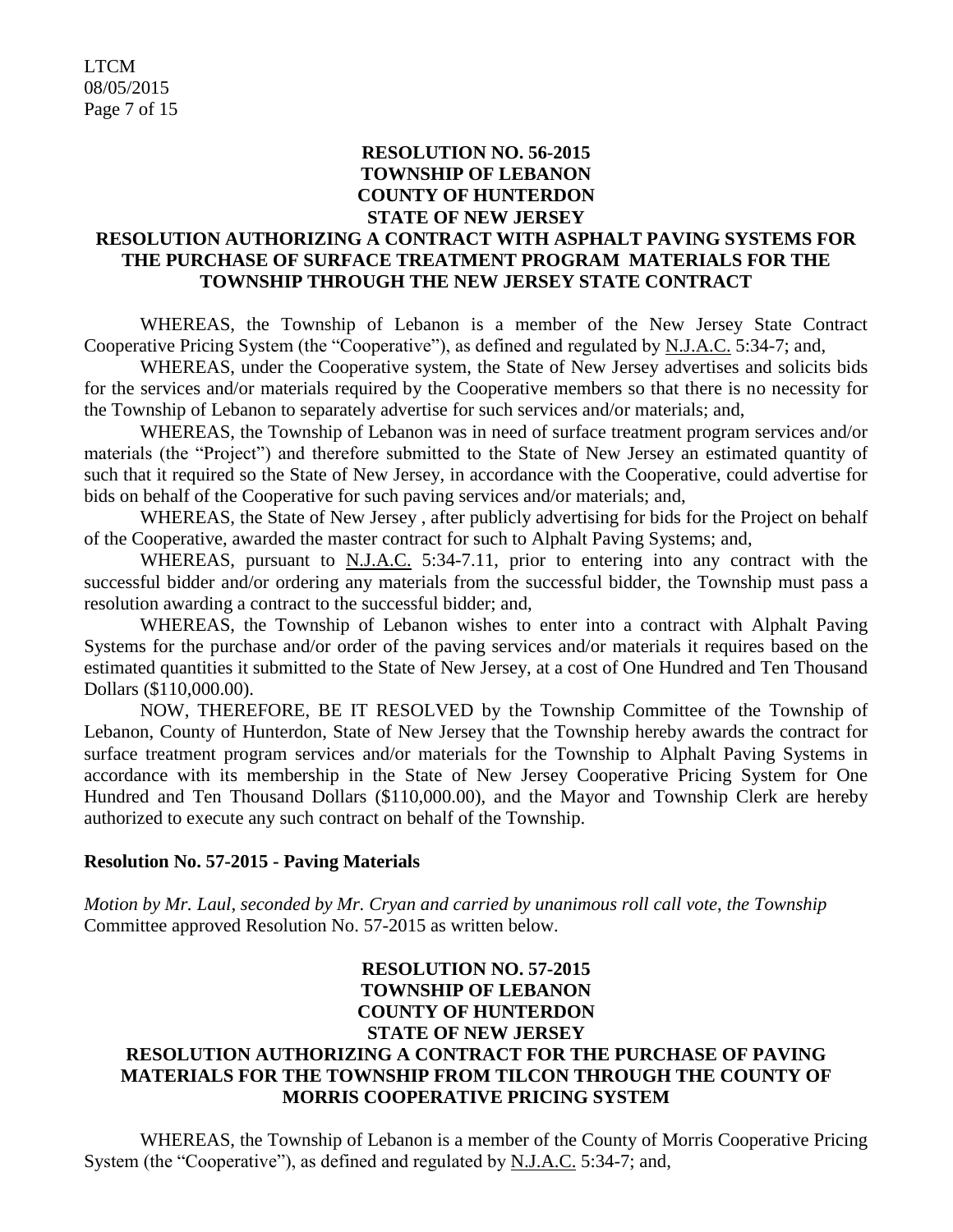**RESOLUTION NO. 56-2015**
**TOWNSHIP OF LEBANON**
**COUNTY OF HUNTERDON**
**STATE OF NEW JERSEY**
**RESOLUTION AUTHORIZING A CONTRACT WITH ASPHALT PAVING SYSTEMS FOR THE PURCHASE OF SURFACE TREATMENT PROGRAM MATERIALS FOR THE TOWNSHIP THROUGH THE NEW JERSEY STATE CONTRACT**

WHEREAS, the Township of Lebanon is a member of the New Jersey State Contract Cooperative Pricing System (the "Cooperative"), as defined and regulated by N.J.A.C. 5:34-7; and,

WHEREAS, under the Cooperative system, the State of New Jersey advertises and solicits bids for the services and/or materials required by the Cooperative members so that there is no necessity for the Township of Lebanon to separately advertise for such services and/or materials; and,

WHEREAS, the Township of Lebanon was in need of surface treatment program services and/or materials (the "Project") and therefore submitted to the State of New Jersey an estimated quantity of such that it required so the State of New Jersey, in accordance with the Cooperative, could advertise for bids on behalf of the Cooperative for such paving services and/or materials; and,

WHEREAS, the State of New Jersey , after publicly advertising for bids for the Project on behalf of the Cooperative, awarded the master contract for such to Alphalt Paving Systems; and,

WHEREAS, pursuant to N.J.A.C. 5:34-7.11, prior to entering into any contract with the successful bidder and/or ordering any materials from the successful bidder, the Township must pass a resolution awarding a contract to the successful bidder; and,

WHEREAS, the Township of Lebanon wishes to enter into a contract with Alphalt Paving Systems for the purchase and/or order of the paving services and/or materials it requires based on the estimated quantities it submitted to the State of New Jersey, at a cost of One Hundred and Ten Thousand Dollars ($110,000.00).

NOW, THEREFORE, BE IT RESOLVED by the Township Committee of the Township of Lebanon, County of Hunterdon, State of New Jersey that the Township hereby awards the contract for surface treatment program services and/or materials for the Township to Alphalt Paving Systems in accordance with its membership in the State of New Jersey Cooperative Pricing System for One Hundred and Ten Thousand Dollars ($110,000.00), and the Mayor and Township Clerk are hereby authorized to execute any such contract on behalf of the Township.

**Resolution No. 57-2015 - Paving Materials**

*Motion by Mr. Laul, seconded by Mr. Cryan and carried by unanimous roll call vote, the Township* Committee approved Resolution No. 57-2015 as written below.

**RESOLUTION NO. 57-2015**
**TOWNSHIP OF LEBANON**
**COUNTY OF HUNTERDON**
**STATE OF NEW JERSEY**
**RESOLUTION AUTHORIZING A CONTRACT FOR THE PURCHASE OF PAVING MATERIALS FOR THE TOWNSHIP FROM TILCON THROUGH THE COUNTY OF MORRIS COOPERATIVE PRICING SYSTEM**

WHEREAS, the Township of Lebanon is a member of the County of Morris Cooperative Pricing System (the "Cooperative"), as defined and regulated by N.J.A.C. 5:34-7; and,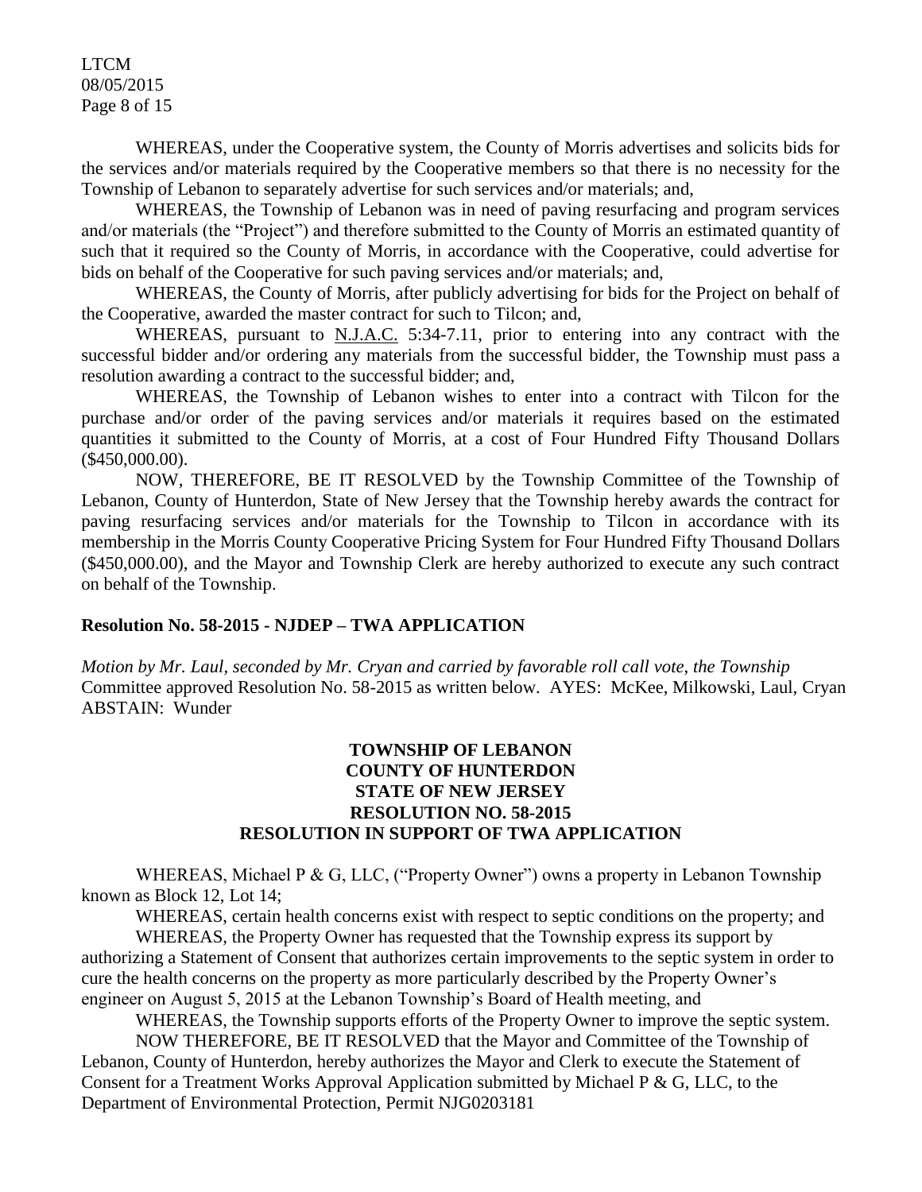WHEREAS, under the Cooperative system, the County of Morris advertises and solicits bids for the services and/or materials required by the Cooperative members so that there is no necessity for the Township of Lebanon to separately advertise for such services and/or materials; and,

WHEREAS, the Township of Lebanon was in need of paving resurfacing and program services and/or materials (the "Project") and therefore submitted to the County of Morris an estimated quantity of such that it required so the County of Morris, in accordance with the Cooperative, could advertise for bids on behalf of the Cooperative for such paving services and/or materials; and,

WHEREAS, the County of Morris, after publicly advertising for bids for the Project on behalf of the Cooperative, awarded the master contract for such to Tilcon; and,

WHEREAS, pursuant to N.J.A.C. 5:34-7.11, prior to entering into any contract with the successful bidder and/or ordering any materials from the successful bidder, the Township must pass a resolution awarding a contract to the successful bidder; and,

WHEREAS, the Township of Lebanon wishes to enter into a contract with Tilcon for the purchase and/or order of the paving services and/or materials it requires based on the estimated quantities it submitted to the County of Morris, at a cost of Four Hundred Fifty Thousand Dollars ($450,000.00).

NOW, THEREFORE, BE IT RESOLVED by the Township Committee of the Township of Lebanon, County of Hunterdon, State of New Jersey that the Township hereby awards the contract for paving resurfacing services and/or materials for the Township to Tilcon in accordance with its membership in the Morris County Cooperative Pricing System for Four Hundred Fifty Thousand Dollars ($450,000.00), and the Mayor and Township Clerk are hereby authorized to execute any such contract on behalf of the Township.

**Resolution No. 58-2015 - NJDEP – TWA APPLICATION**

*Motion by Mr. Laul, seconded by Mr. Cryan and carried by favorable roll call vote, the Township* Committee approved Resolution No. 58-2015 as written below. AYES: McKee, Milkowski, Laul, Cryan ABSTAIN: Wunder

**TOWNSHIP OF LEBANON**
**COUNTY OF HUNTERDON**
**STATE OF NEW JERSEY**
**RESOLUTION NO. 58-2015**
**RESOLUTION IN SUPPORT OF TWA APPLICATION**

WHEREAS, Michael P & G, LLC, ("Property Owner") owns a property in Lebanon Township known as Block 12, Lot 14;

WHEREAS, certain health concerns exist with respect to septic conditions on the property; and

WHEREAS, the Property Owner has requested that the Township express its support by authorizing a Statement of Consent that authorizes certain improvements to the septic system in order to cure the health concerns on the property as more particularly described by the Property Owner's engineer on August 5, 2015 at the Lebanon Township's Board of Health meeting, and

WHEREAS, the Township supports efforts of the Property Owner to improve the septic system.

NOW THEREFORE, BE IT RESOLVED that the Mayor and Committee of the Township of Lebanon, County of Hunterdon, hereby authorizes the Mayor and Clerk to execute the Statement of Consent for a Treatment Works Approval Application submitted by Michael P & G, LLC, to the Department of Environmental Protection, Permit NJG0203181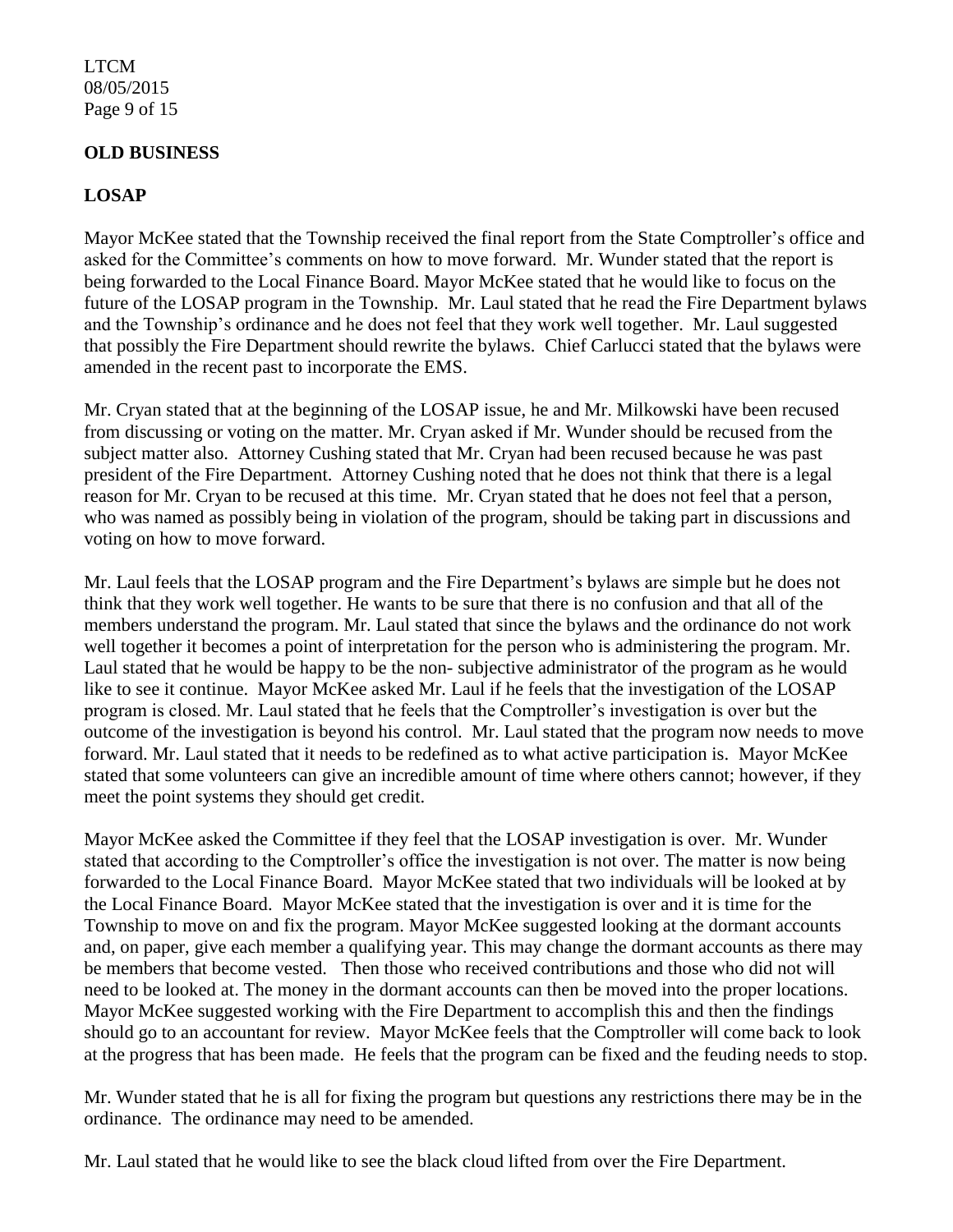**OLD BUSINESS**

**LOSAP**

Mayor McKee stated that the Township received the final report from the State Comptroller's office and asked for the Committee's comments on how to move forward. Mr. Wunder stated that the report is being forwarded to the Local Finance Board. Mayor McKee stated that he would like to focus on the future of the LOSAP program in the Township. Mr. Laul stated that he read the Fire Department bylaws and the Township's ordinance and he does not feel that they work well together. Mr. Laul suggested that possibly the Fire Department should rewrite the bylaws. Chief Carlucci stated that the bylaws were amended in the recent past to incorporate the EMS.

Mr. Cryan stated that at the beginning of the LOSAP issue, he and Mr. Milkowski have been recused from discussing or voting on the matter. Mr. Cryan asked if Mr. Wunder should be recused from the subject matter also. Attorney Cushing stated that Mr. Cryan had been recused because he was past president of the Fire Department. Attorney Cushing noted that he does not think that there is a legal reason for Mr. Cryan to be recused at this time. Mr. Cryan stated that he does not feel that a person, who was named as possibly being in violation of the program, should be taking part in discussions and voting on how to move forward.

Mr. Laul feels that the LOSAP program and the Fire Department's bylaws are simple but he does not think that they work well together. He wants to be sure that there is no confusion and that all of the members understand the program. Mr. Laul stated that since the bylaws and the ordinance do not work well together it becomes a point of interpretation for the person who is administering the program. Mr. Laul stated that he would be happy to be the non- subjective administrator of the program as he would like to see it continue. Mayor McKee asked Mr. Laul if he feels that the investigation of the LOSAP program is closed. Mr. Laul stated that he feels that the Comptroller's investigation is over but the outcome of the investigation is beyond his control. Mr. Laul stated that the program now needs to move forward. Mr. Laul stated that it needs to be redefined as to what active participation is. Mayor McKee stated that some volunteers can give an incredible amount of time where others cannot; however, if they meet the point systems they should get credit.

Mayor McKee asked the Committee if they feel that the LOSAP investigation is over. Mr. Wunder stated that according to the Comptroller's office the investigation is not over. The matter is now being forwarded to the Local Finance Board. Mayor McKee stated that two individuals will be looked at by the Local Finance Board. Mayor McKee stated that the investigation is over and it is time for the Township to move on and fix the program. Mayor McKee suggested looking at the dormant accounts and, on paper, give each member a qualifying year. This may change the dormant accounts as there may be members that become vested. Then those who received contributions and those who did not will need to be looked at. The money in the dormant accounts can then be moved into the proper locations. Mayor McKee suggested working with the Fire Department to accomplish this and then the findings should go to an accountant for review. Mayor McKee feels that the Comptroller will come back to look at the progress that has been made. He feels that the program can be fixed and the feuding needs to stop.

Mr. Wunder stated that he is all for fixing the program but questions any restrictions there may be in the ordinance. The ordinance may need to be amended.

Mr. Laul stated that he would like to see the black cloud lifted from over the Fire Department.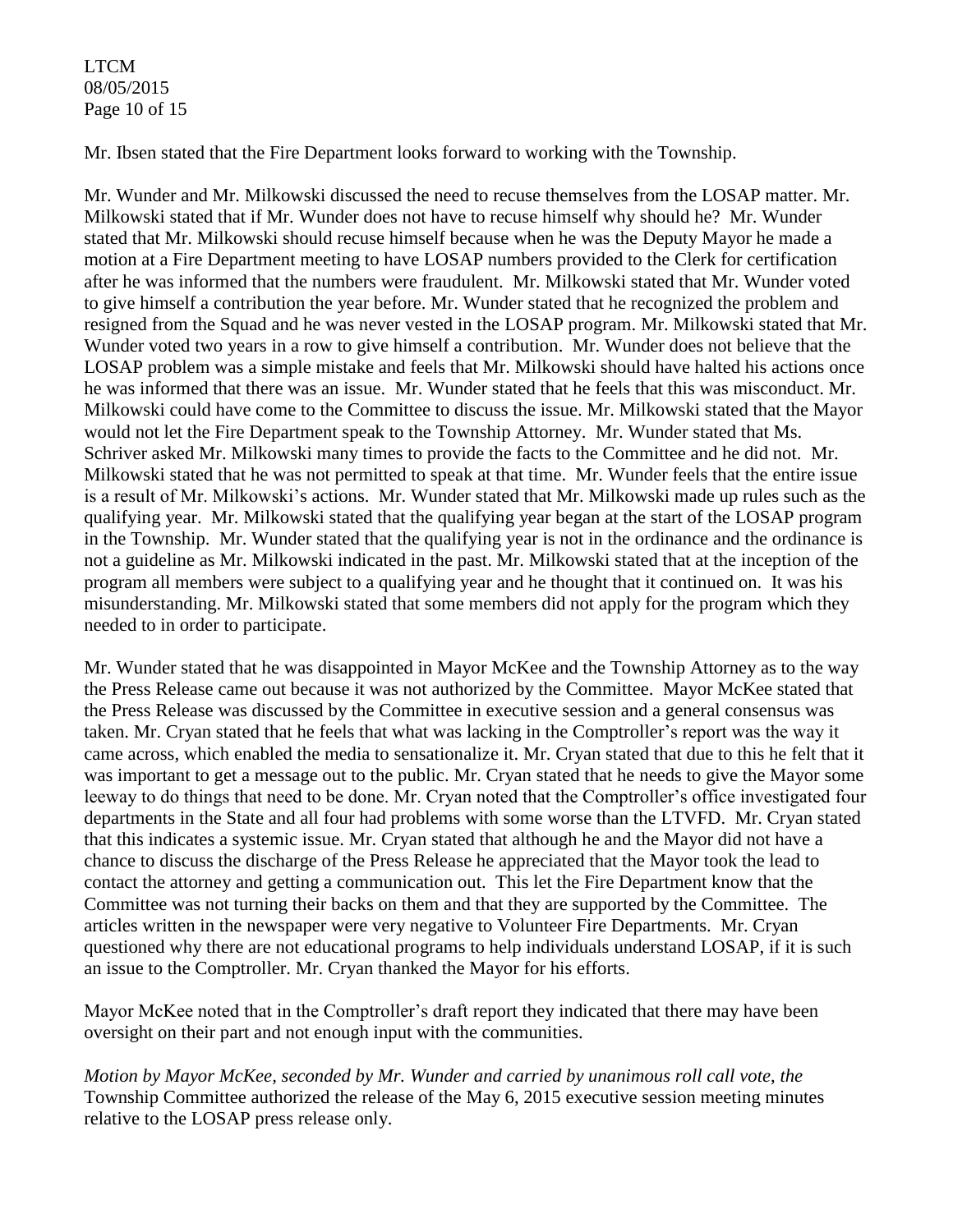Mr. Ibsen stated that the Fire Department looks forward to working with the Township.

Mr. Wunder and Mr. Milkowski discussed the need to recuse themselves from the LOSAP matter. Mr. Milkowski stated that if Mr. Wunder does not have to recuse himself why should he? Mr. Wunder stated that Mr. Milkowski should recuse himself because when he was the Deputy Mayor he made a motion at a Fire Department meeting to have LOSAP numbers provided to the Clerk for certification after he was informed that the numbers were fraudulent. Mr. Milkowski stated that Mr. Wunder voted to give himself a contribution the year before. Mr. Wunder stated that he recognized the problem and resigned from the Squad and he was never vested in the LOSAP program. Mr. Milkowski stated that Mr. Wunder voted two years in a row to give himself a contribution. Mr. Wunder does not believe that the LOSAP problem was a simple mistake and feels that Mr. Milkowski should have halted his actions once he was informed that there was an issue. Mr. Wunder stated that he feels that this was misconduct. Mr. Milkowski could have come to the Committee to discuss the issue. Mr. Milkowski stated that the Mayor would not let the Fire Department speak to the Township Attorney. Mr. Wunder stated that Ms. Schriver asked Mr. Milkowski many times to provide the facts to the Committee and he did not. Mr. Milkowski stated that he was not permitted to speak at that time. Mr. Wunder feels that the entire issue is a result of Mr. Milkowski's actions. Mr. Wunder stated that Mr. Milkowski made up rules such as the qualifying year. Mr. Milkowski stated that the qualifying year began at the start of the LOSAP program in the Township. Mr. Wunder stated that the qualifying year is not in the ordinance and the ordinance is not a guideline as Mr. Milkowski indicated in the past. Mr. Milkowski stated that at the inception of the program all members were subject to a qualifying year and he thought that it continued on. It was his misunderstanding. Mr. Milkowski stated that some members did not apply for the program which they needed to in order to participate.

Mr. Wunder stated that he was disappointed in Mayor McKee and the Township Attorney as to the way the Press Release came out because it was not authorized by the Committee. Mayor McKee stated that the Press Release was discussed by the Committee in executive session and a general consensus was taken. Mr. Cryan stated that he feels that what was lacking in the Comptroller's report was the way it came across, which enabled the media to sensationalize it. Mr. Cryan stated that due to this he felt that it was important to get a message out to the public. Mr. Cryan stated that he needs to give the Mayor some leeway to do things that need to be done. Mr. Cryan noted that the Comptroller's office investigated four departments in the State and all four had problems with some worse than the LTVFD. Mr. Cryan stated that this indicates a systemic issue. Mr. Cryan stated that although he and the Mayor did not have a chance to discuss the discharge of the Press Release he appreciated that the Mayor took the lead to contact the attorney and getting a communication out. This let the Fire Department know that the Committee was not turning their backs on them and that they are supported by the Committee. The articles written in the newspaper were very negative to Volunteer Fire Departments. Mr. Cryan questioned why there are not educational programs to help individuals understand LOSAP, if it is such an issue to the Comptroller. Mr. Cryan thanked the Mayor for his efforts.

Mayor McKee noted that in the Comptroller's draft report they indicated that there may have been oversight on their part and not enough input with the communities.

*Motion by Mayor McKee, seconded by Mr. Wunder and carried by unanimous roll call vote, the* Township Committee authorized the release of the May 6, 2015 executive session meeting minutes relative to the LOSAP press release only.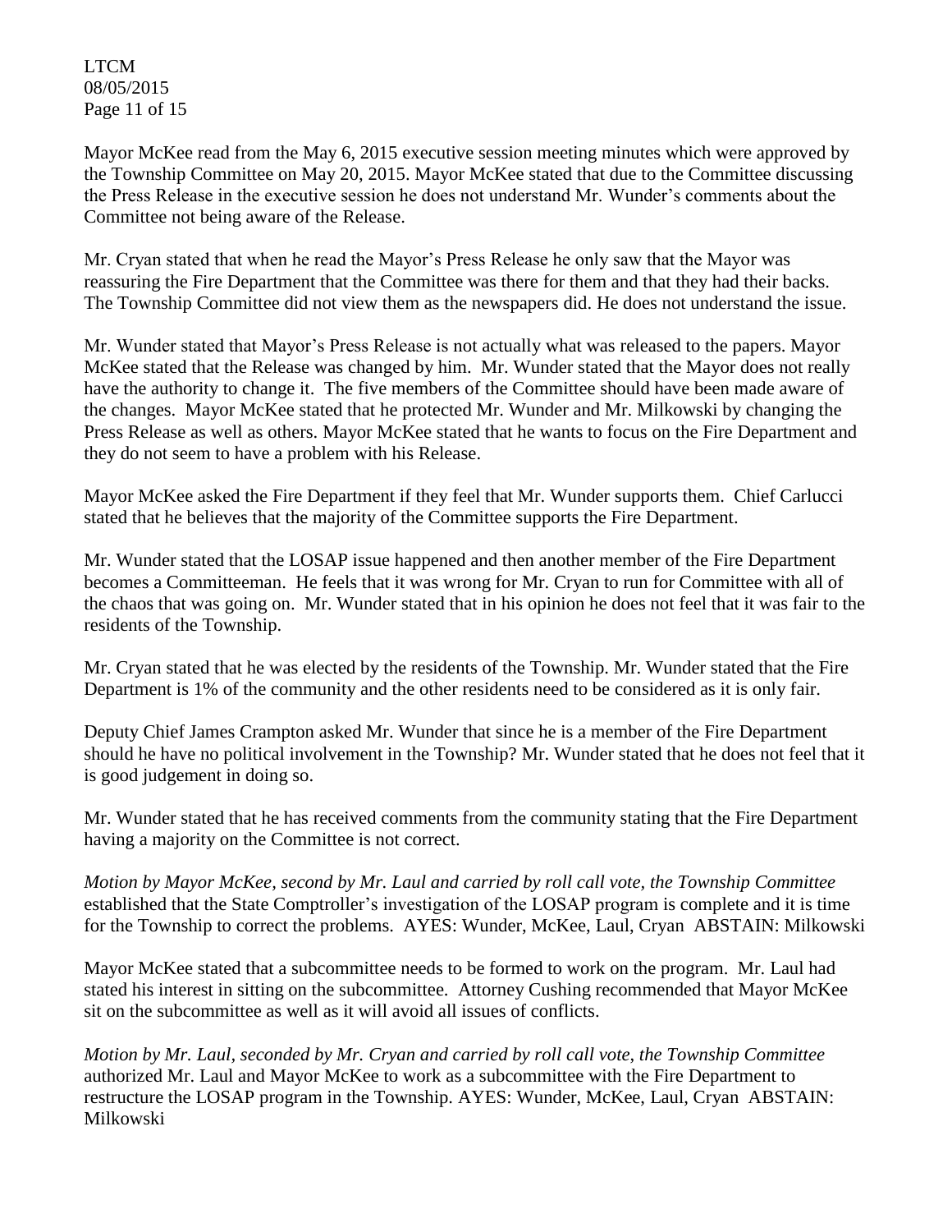Mayor McKee read from the May 6, 2015 executive session meeting minutes which were approved by the Township Committee on May 20, 2015. Mayor McKee stated that due to the Committee discussing the Press Release in the executive session he does not understand Mr. Wunder's comments about the Committee not being aware of the Release.

Mr. Cryan stated that when he read the Mayor's Press Release he only saw that the Mayor was reassuring the Fire Department that the Committee was there for them and that they had their backs. The Township Committee did not view them as the newspapers did. He does not understand the issue.

Mr. Wunder stated that Mayor's Press Release is not actually what was released to the papers. Mayor McKee stated that the Release was changed by him. Mr. Wunder stated that the Mayor does not really have the authority to change it. The five members of the Committee should have been made aware of the changes. Mayor McKee stated that he protected Mr. Wunder and Mr. Milkowski by changing the Press Release as well as others. Mayor McKee stated that he wants to focus on the Fire Department and they do not seem to have a problem with his Release.

Mayor McKee asked the Fire Department if they feel that Mr. Wunder supports them. Chief Carlucci stated that he believes that the majority of the Committee supports the Fire Department.

Mr. Wunder stated that the LOSAP issue happened and then another member of the Fire Department becomes a Committeeman. He feels that it was wrong for Mr. Cryan to run for Committee with all of the chaos that was going on. Mr. Wunder stated that in his opinion he does not feel that it was fair to the residents of the Township.

Mr. Cryan stated that he was elected by the residents of the Township. Mr. Wunder stated that the Fire Department is 1% of the community and the other residents need to be considered as it is only fair.

Deputy Chief James Crampton asked Mr. Wunder that since he is a member of the Fire Department should he have no political involvement in the Township? Mr. Wunder stated that he does not feel that it is good judgement in doing so.

Mr. Wunder stated that he has received comments from the community stating that the Fire Department having a majority on the Committee is not correct.

*Motion by Mayor McKee, second by Mr. Laul and carried by roll call vote, the Township Committee* established that the State Comptroller's investigation of the LOSAP program is complete and it is time for the Township to correct the problems. AYES: Wunder, McKee, Laul, Cryan ABSTAIN: Milkowski

Mayor McKee stated that a subcommittee needs to be formed to work on the program. Mr. Laul had stated his interest in sitting on the subcommittee. Attorney Cushing recommended that Mayor McKee sit on the subcommittee as well as it will avoid all issues of conflicts.

*Motion by Mr. Laul, seconded by Mr. Cryan and carried by roll call vote, the Township Committee* authorized Mr. Laul and Mayor McKee to work as a subcommittee with the Fire Department to restructure the LOSAP program in the Township. AYES: Wunder, McKee, Laul, Cryan ABSTAIN: Milkowski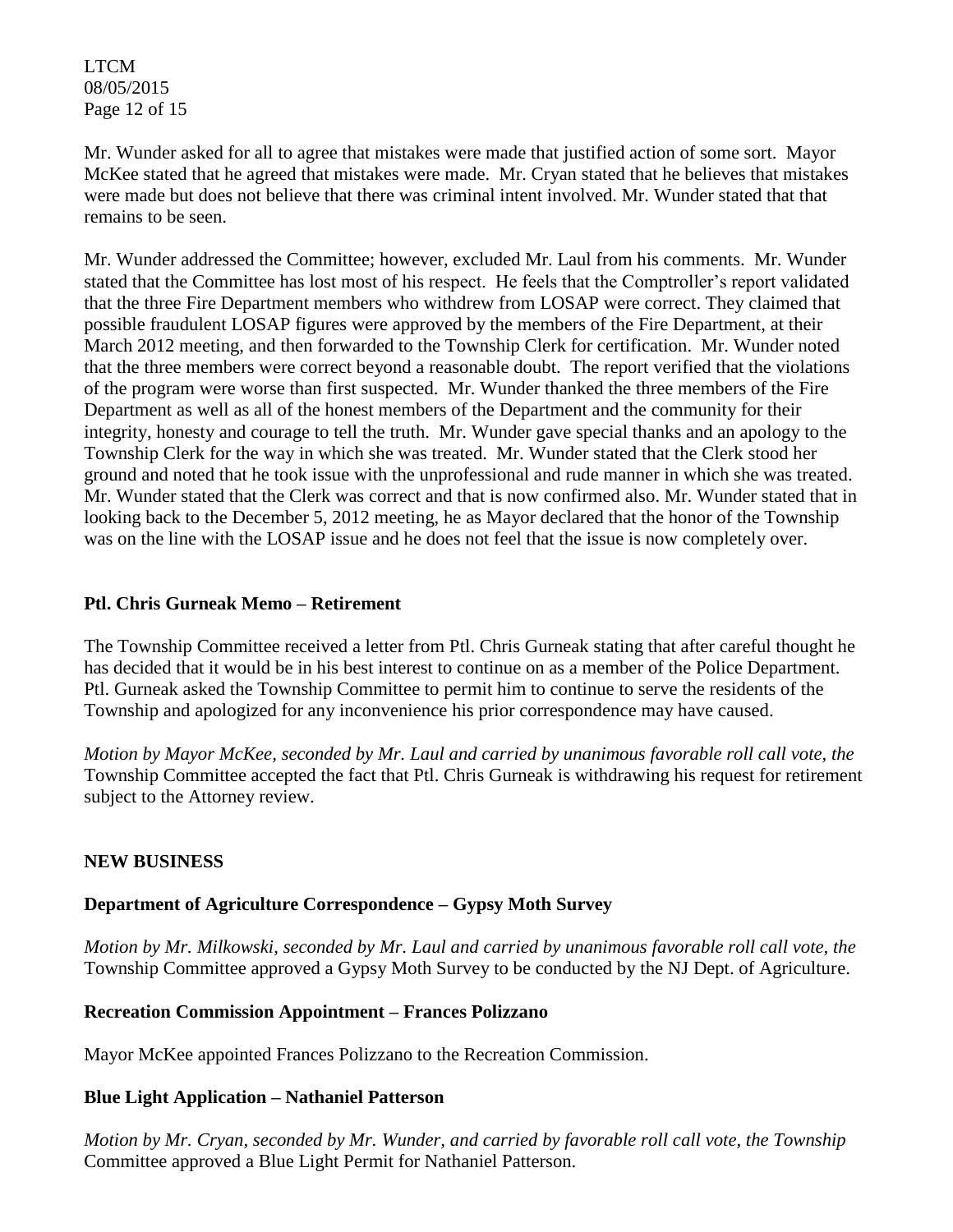Mr. Wunder asked for all to agree that mistakes were made that justified action of some sort. Mayor McKee stated that he agreed that mistakes were made. Mr. Cryan stated that he believes that mistakes were made but does not believe that there was criminal intent involved. Mr. Wunder stated that that remains to be seen.

Mr. Wunder addressed the Committee; however, excluded Mr. Laul from his comments. Mr. Wunder stated that the Committee has lost most of his respect. He feels that the Comptroller's report validated that the three Fire Department members who withdrew from LOSAP were correct. They claimed that possible fraudulent LOSAP figures were approved by the members of the Fire Department, at their March 2012 meeting, and then forwarded to the Township Clerk for certification. Mr. Wunder noted that the three members were correct beyond a reasonable doubt. The report verified that the violations of the program were worse than first suspected. Mr. Wunder thanked the three members of the Fire Department as well as all of the honest members of the Department and the community for their integrity, honesty and courage to tell the truth. Mr. Wunder gave special thanks and an apology to the Township Clerk for the way in which she was treated. Mr. Wunder stated that the Clerk stood her ground and noted that he took issue with the unprofessional and rude manner in which she was treated. Mr. Wunder stated that the Clerk was correct and that is now confirmed also. Mr. Wunder stated that in looking back to the December 5, 2012 meeting, he as Mayor declared that the honor of the Township was on the line with the LOSAP issue and he does not feel that the issue is now completely over.

**Ptl. Chris Gurneak Memo – Retirement**

The Township Committee received a letter from Ptl. Chris Gurneak stating that after careful thought he has decided that it would be in his best interest to continue on as a member of the Police Department. Ptl. Gurneak asked the Township Committee to permit him to continue to serve the residents of the Township and apologized for any inconvenience his prior correspondence may have caused.

*Motion by Mayor McKee, seconded by Mr. Laul and carried by unanimous favorable roll call vote, the* Township Committee accepted the fact that Ptl. Chris Gurneak is withdrawing his request for retirement subject to the Attorney review.

**NEW BUSINESS**

**Department of Agriculture Correspondence – Gypsy Moth Survey**

*Motion by Mr. Milkowski, seconded by Mr. Laul and carried by unanimous favorable roll call vote, the* Township Committee approved a Gypsy Moth Survey to be conducted by the NJ Dept. of Agriculture.

**Recreation Commission Appointment – Frances Polizzano**

Mayor McKee appointed Frances Polizzano to the Recreation Commission.

**Blue Light Application – Nathaniel Patterson**

*Motion by Mr. Cryan, seconded by Mr. Wunder, and carried by favorable roll call vote, the Township* Committee approved a Blue Light Permit for Nathaniel Patterson.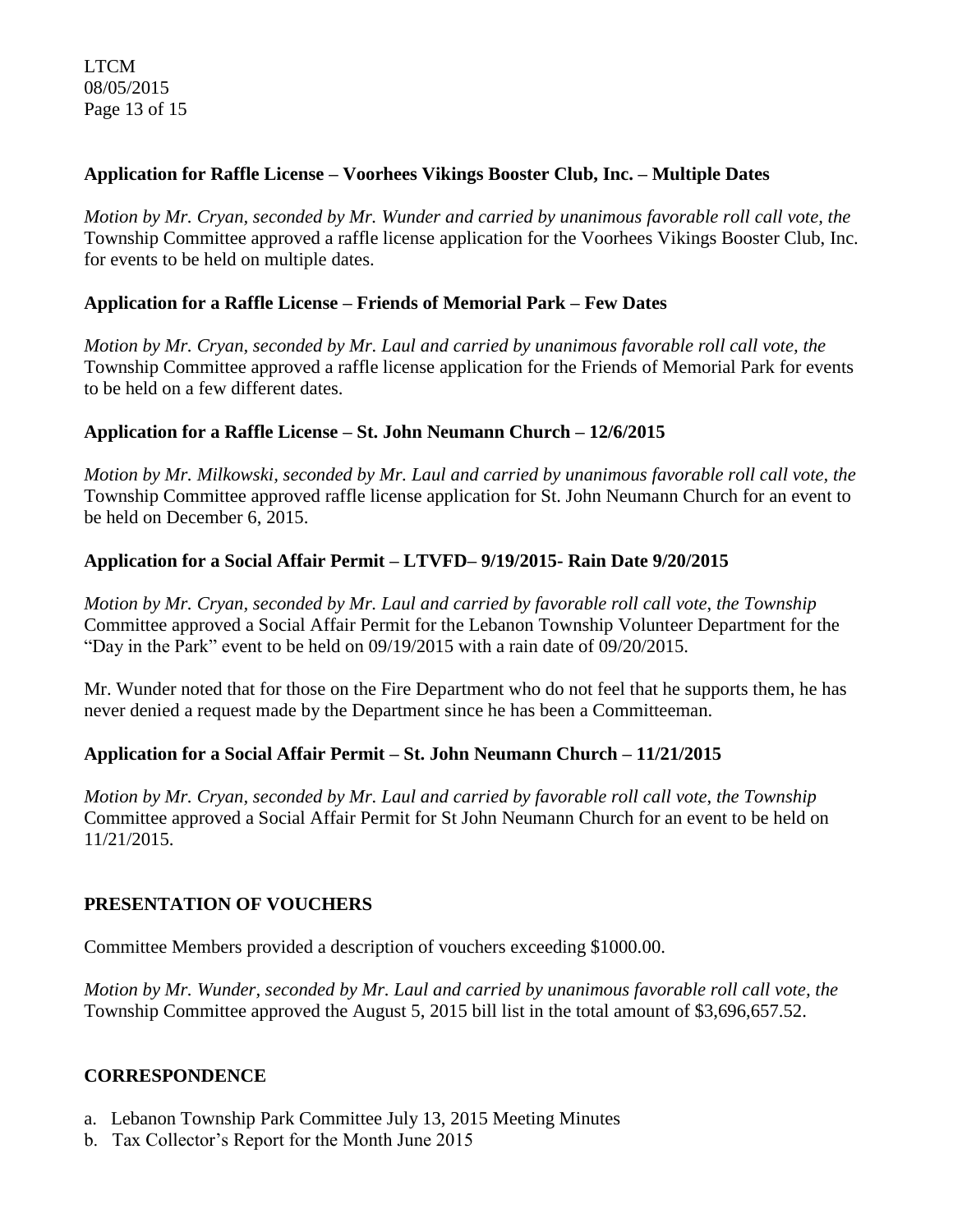**Application for Raffle License – Voorhees Vikings Booster Club, Inc. – Multiple Dates**

*Motion by Mr. Cryan, seconded by Mr. Wunder and carried by unanimous favorable roll call vote, the* Township Committee approved a raffle license application for the Voorhees Vikings Booster Club, Inc. for events to be held on multiple dates.

**Application for a Raffle License – Friends of Memorial Park – Few Dates**

*Motion by Mr. Cryan, seconded by Mr. Laul and carried by unanimous favorable roll call vote, the* Township Committee approved a raffle license application for the Friends of Memorial Park for events to be held on a few different dates.

**Application for a Raffle License – St. John Neumann Church – 12/6/2015**

*Motion by Mr. Milkowski, seconded by Mr. Laul and carried by unanimous favorable roll call vote, the* Township Committee approved raffle license application for St. John Neumann Church for an event to be held on December 6, 2015.

**Application for a Social Affair Permit – LTVFD– 9/19/2015- Rain Date 9/20/2015**

*Motion by Mr. Cryan, seconded by Mr. Laul and carried by favorable roll call vote, the Township* Committee approved a Social Affair Permit for the Lebanon Township Volunteer Department for the "Day in the Park" event to be held on 09/19/2015 with a rain date of 09/20/2015.

Mr. Wunder noted that for those on the Fire Department who do not feel that he supports them, he has never denied a request made by the Department since he has been a Committeeman.

**Application for a Social Affair Permit – St. John Neumann Church – 11/21/2015**

*Motion by Mr. Cryan, seconded by Mr. Laul and carried by favorable roll call vote, the Township* Committee approved a Social Affair Permit for St John Neumann Church for an event to be held on 11/21/2015.

**PRESENTATION OF VOUCHERS**

Committee Members provided a description of vouchers exceeding $1000.00.

*Motion by Mr. Wunder, seconded by Mr. Laul and carried by unanimous favorable roll call vote, the* Township Committee approved the August 5, 2015 bill list in the total amount of $3,696,657.52.

**CORRESPONDENCE**

a. Lebanon Township Park Committee July 13, 2015 Meeting Minutes
b. Tax Collector's Report for the Month June 2015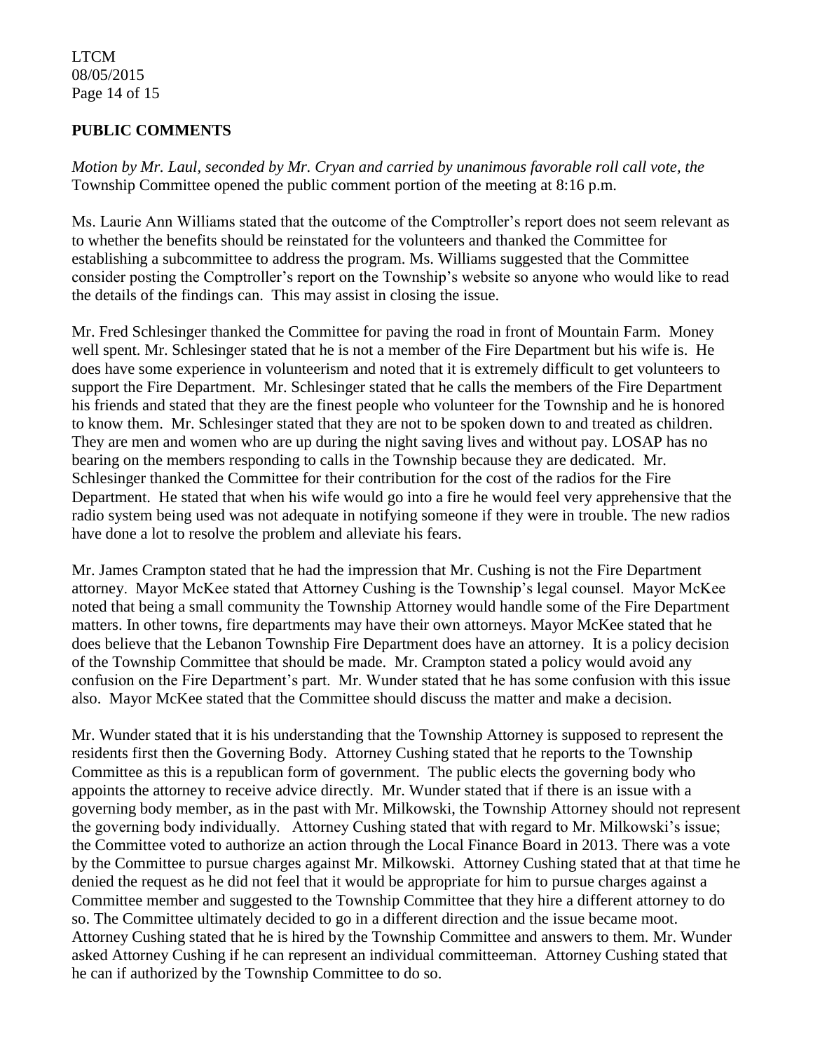## PUBLIC COMMENTS

*Motion by Mr. Laul, seconded by Mr. Cryan and carried by unanimous favorable roll call vote, the* Township Committee opened the public comment portion of the meeting at 8:16 p.m.

Ms. Laurie Ann Williams stated that the outcome of the Comptroller's report does not seem relevant as to whether the benefits should be reinstated for the volunteers and thanked the Committee for establishing a subcommittee to address the program. Ms. Williams suggested that the Committee consider posting the Comptroller's report on the Township's website so anyone who would like to read the details of the findings can. This may assist in closing the issue.

Mr. Fred Schlesinger thanked the Committee for paving the road in front of Mountain Farm. Money well spent. Mr. Schlesinger stated that he is not a member of the Fire Department but his wife is. He does have some experience in volunteerism and noted that it is extremely difficult to get volunteers to support the Fire Department. Mr. Schlesinger stated that he calls the members of the Fire Department his friends and stated that they are the finest people who volunteer for the Township and he is honored to know them. Mr. Schlesinger stated that they are not to be spoken down to and treated as children. They are men and women who are up during the night saving lives and without pay. LOSAP has no bearing on the members responding to calls in the Township because they are dedicated. Mr. Schlesinger thanked the Committee for their contribution for the cost of the radios for the Fire Department. He stated that when his wife would go into a fire he would feel very apprehensive that the radio system being used was not adequate in notifying someone if they were in trouble. The new radios have done a lot to resolve the problem and alleviate his fears.

Mr. James Crampton stated that he had the impression that Mr. Cushing is not the Fire Department attorney. Mayor McKee stated that Attorney Cushing is the Township's legal counsel. Mayor McKee noted that being a small community the Township Attorney would handle some of the Fire Department matters. In other towns, fire departments may have their own attorneys. Mayor McKee stated that he does believe that the Lebanon Township Fire Department does have an attorney. It is a policy decision of the Township Committee that should be made. Mr. Crampton stated a policy would avoid any confusion on the Fire Department's part. Mr. Wunder stated that he has some confusion with this issue also. Mayor McKee stated that the Committee should discuss the matter and make a decision.

Mr. Wunder stated that it is his understanding that the Township Attorney is supposed to represent the residents first then the Governing Body. Attorney Cushing stated that he reports to the Township Committee as this is a republican form of government. The public elects the governing body who appoints the attorney to receive advice directly. Mr. Wunder stated that if there is an issue with a governing body member, as in the past with Mr. Milkowski, the Township Attorney should not represent the governing body individually. Attorney Cushing stated that with regard to Mr. Milkowski's issue; the Committee voted to authorize an action through the Local Finance Board in 2013. There was a vote by the Committee to pursue charges against Mr. Milkowski. Attorney Cushing stated that at that time he denied the request as he did not feel that it would be appropriate for him to pursue charges against a Committee member and suggested to the Township Committee that they hire a different attorney to do so. The Committee ultimately decided to go in a different direction and the issue became moot. Attorney Cushing stated that he is hired by the Township Committee and answers to them. Mr. Wunder asked Attorney Cushing if he can represent an individual committeeman. Attorney Cushing stated that he can if authorized by the Township Committee to do so.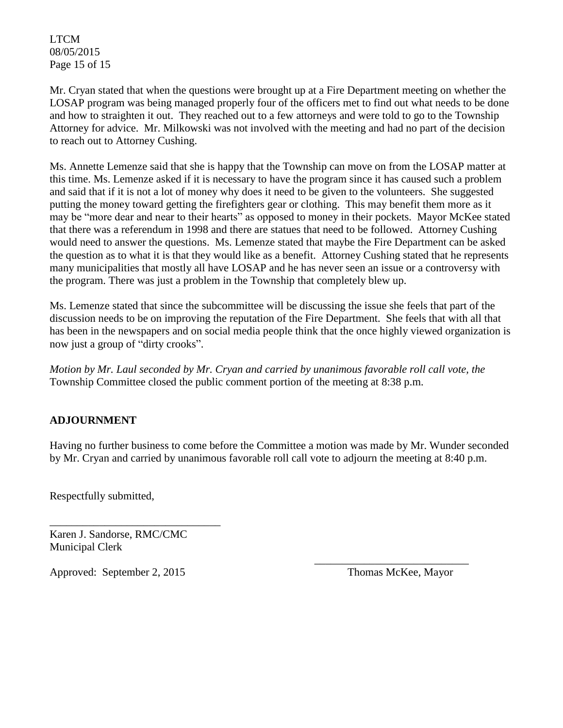Mr. Cryan stated that when the questions were brought up at a Fire Department meeting on whether the LOSAP program was being managed properly four of the officers met to find out what needs to be done and how to straighten it out. They reached out to a few attorneys and were told to go to the Township Attorney for advice. Mr. Milkowski was not involved with the meeting and had no part of the decision to reach out to Attorney Cushing.

Ms. Annette Lemenze said that she is happy that the Township can move on from the LOSAP matter at this time. Ms. Lemenze asked if it is necessary to have the program since it has caused such a problem and said that if it is not a lot of money why does it need to be given to the volunteers. She suggested putting the money toward getting the firefighters gear or clothing. This may benefit them more as it may be "more dear and near to their hearts" as opposed to money in their pockets. Mayor McKee stated that there was a referendum in 1998 and there are statues that need to be followed. Attorney Cushing would need to answer the questions. Ms. Lemenze stated that maybe the Fire Department can be asked the question as to what it is that they would like as a benefit. Attorney Cushing stated that he represents many municipalities that mostly all have LOSAP and he has never seen an issue or a controversy with the program. There was just a problem in the Township that completely blew up.

Ms. Lemenze stated that since the subcommittee will be discussing the issue she feels that part of the discussion needs to be on improving the reputation of the Fire Department. She feels that with all that has been in the newspapers and on social media people think that the once highly viewed organization is now just a group of "dirty crooks".

*Motion by Mr. Laul seconded by Mr. Cryan and carried by unanimous favorable roll call vote, the* Township Committee closed the public comment portion of the meeting at 8:38 p.m.

**ADJOURNMENT**

Having no further business to come before the Committee a motion was made by Mr. Wunder seconded by Mr. Cryan and carried by unanimous favorable roll call vote to adjourn the meeting at 8:40 p.m.

Respectfully submitted,

\_\_\_\_\_\_\_\_\_\_\_\_\_\_\_\_\_\_\_\_\_\_\_\_\_\_\_\_\_\_\_\_
Karen J. Sandorse, RMC/CMC
Municipal Clerk

\_\_\_\_\_\_\_\_\_\_\_\_\_\_\_\_\_\_\_\_\_\_\_\_\_\_\_\_\_\_\_\_

Approved: September 2, 2015 Thomas McKee, Mayor